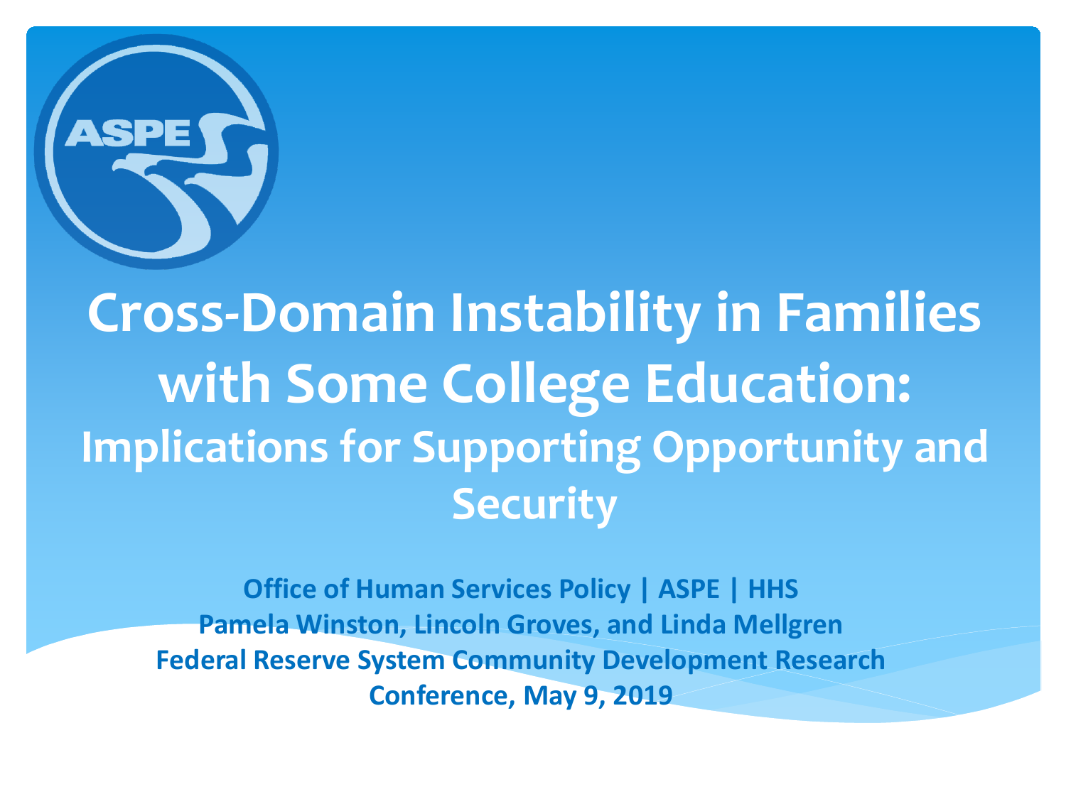# Cross-Domain Instability in Families with Some College Education:

## Implications for Supporting Opportunity and Security

**Office of Human Services Policy | ASPE | HHS**

**Pamela Winston, Lincoln Groves, and Linda Mellgren**

**Federal Reserve System Community Development Research Conference, May 9, 2019**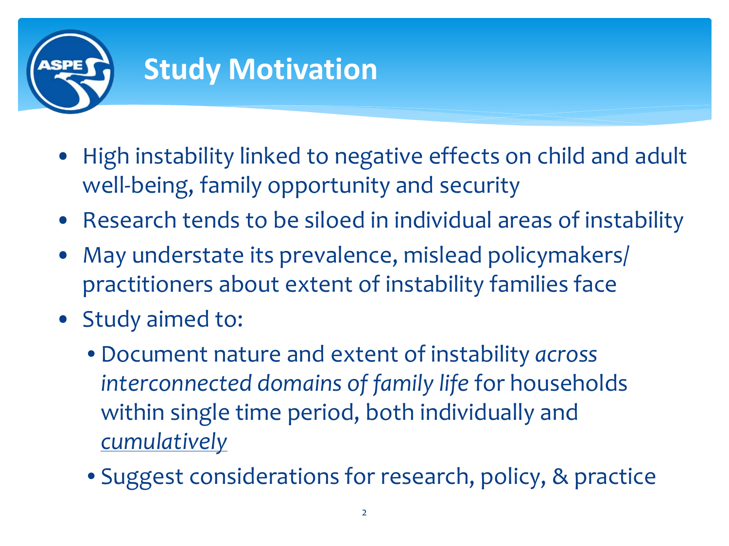# Study Motivation

- High instability linked to negative effects on child and adult well-being, family opportunity and security
- Research tends to be siloed in individual areas of instability
- May understate its prevalence, mislead policymakers/ practitioners about extent of instability families face
- Study aimed to:
  - Document nature and extent of instability *across interconnected domains of family life* for households within single time period, both individually and <u>*cumulatively*</u>
  - Suggest considerations for research, policy, & practice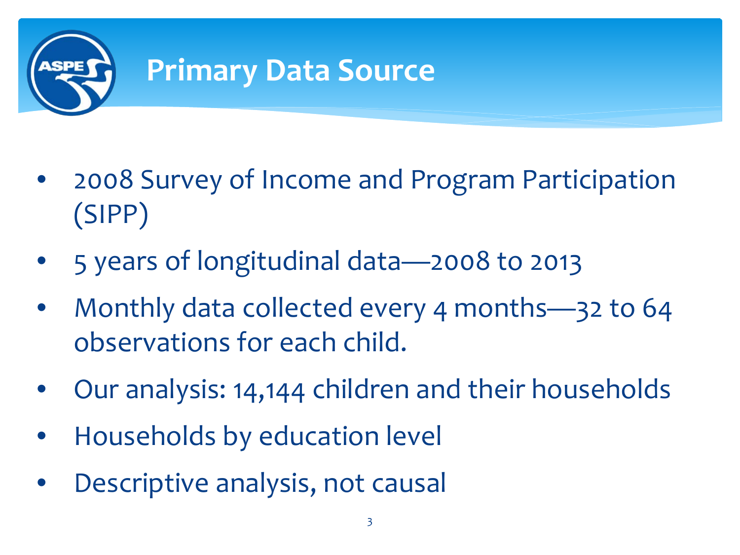# Primary Data Source

- 2008 Survey of Income and Program Participation (SIPP)
- 5 years of longitudinal data—2008 to 2013
- Monthly data collected every 4 months—32 to 64 observations for each child.
- Our analysis: 14,144 children and their households
- Households by education level
- Descriptive analysis, not causal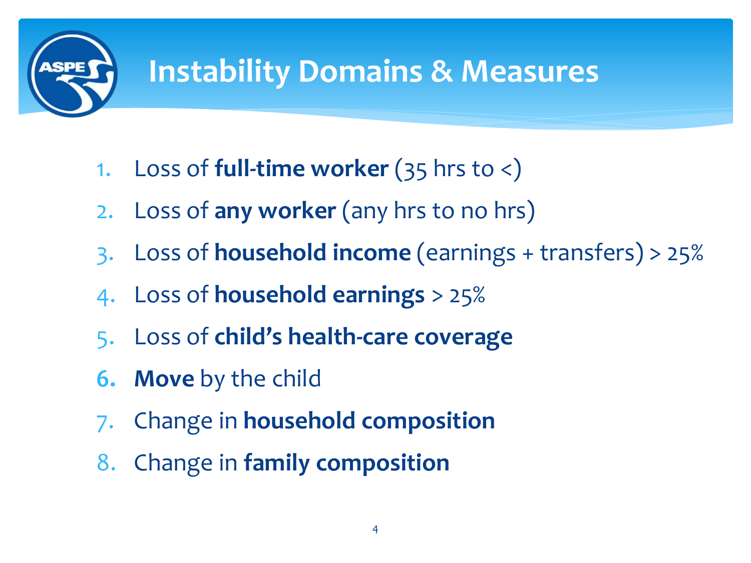# Instability Domains & Measures

1. Loss of **full-time worker** (35 hrs to <)
2. Loss of **any worker** (any hrs to no hrs)
3. Loss of **household income** (earnings + transfers) > 25%
4. Loss of **household earnings** > 25%
5. Loss of **child's health-care coverage**
6. **Move** by the child
7. Change in **household composition**
8. Change in **family composition**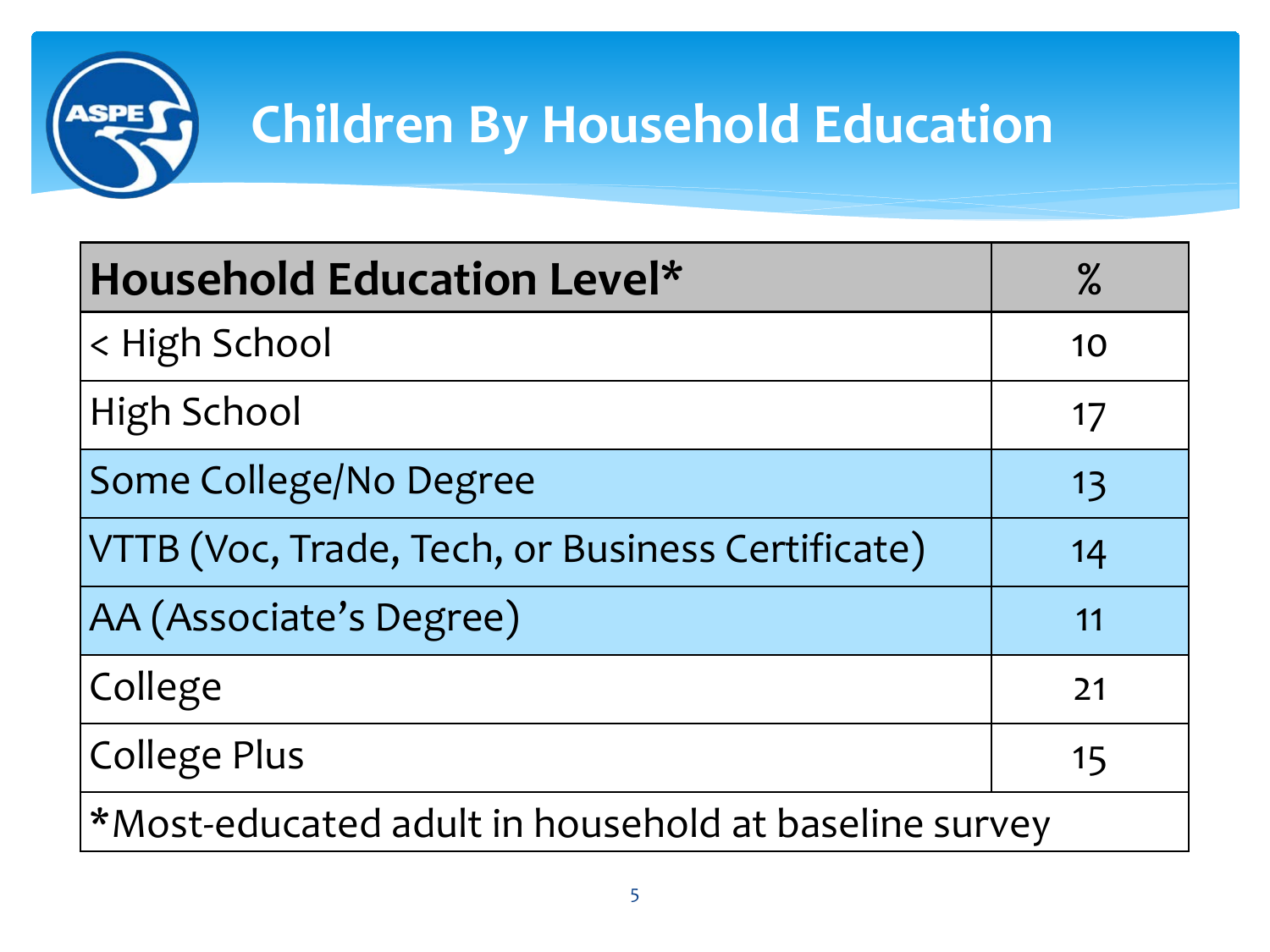# Children By Household Education

| Household Education Level* | % |
|---|---|
| < High School | 10 |
| High School | 17 |
| Some College/No Degree | 13 |
| VTTB (Voc, Trade, Tech, or Business Certificate) | 14 |
| AA (Associate's Degree) | 11 |
| College | 21 |
| College Plus | 15 |
| *Most-educated adult in household at baseline survey | |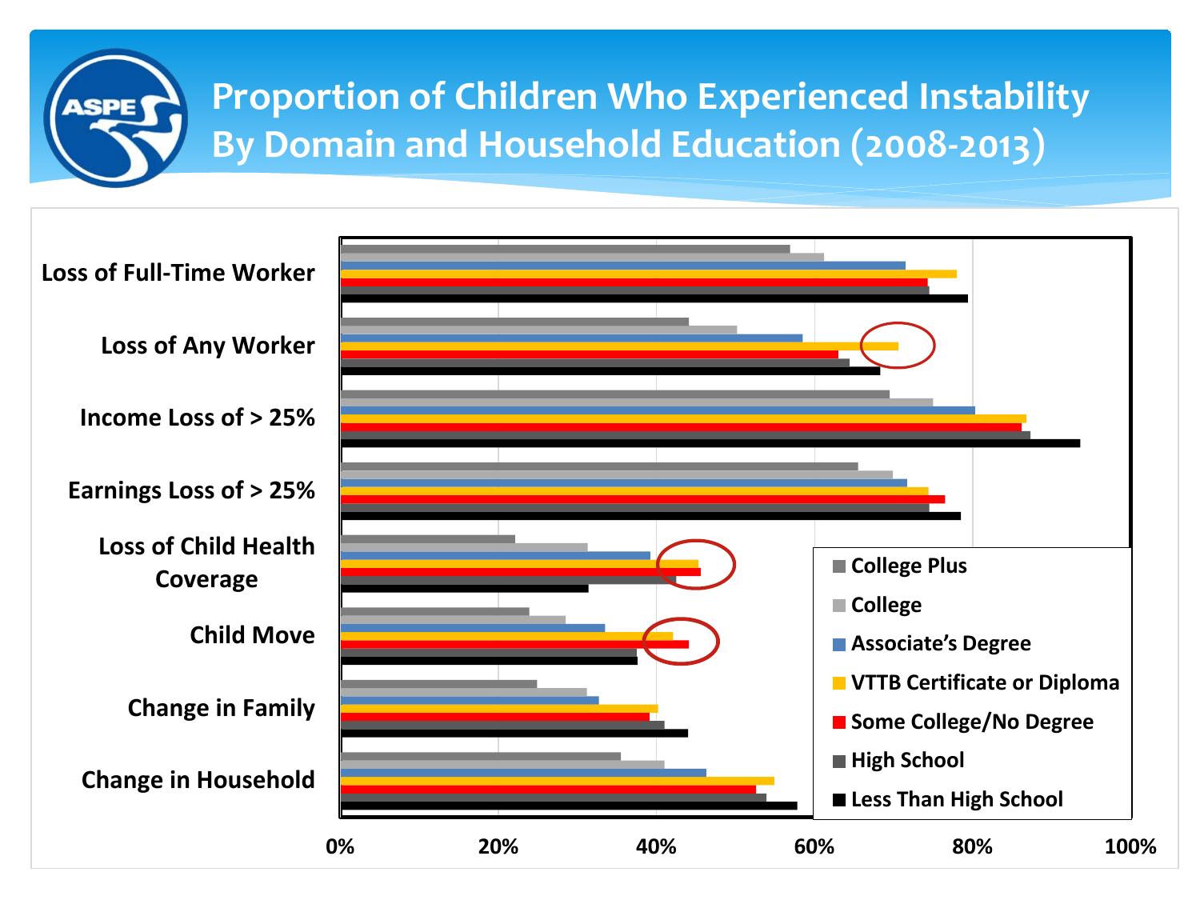# Proportion of Children Who Experienced Instability By Domain and Household Education (2008-2013)

Loss of Full-Time Worker

Loss of Any Worker

Income Loss of > 25%

Earnings Loss of > 25%

Loss of Child Health Coverage

Child Move

Change in Family

Change in Household

0% 20% 40% 60% 80% 100%

- College Plus
- College
- Associate's Degree
- VTTB Certificate or Diploma
- Some College/No Degree
- High School
- Less Than High School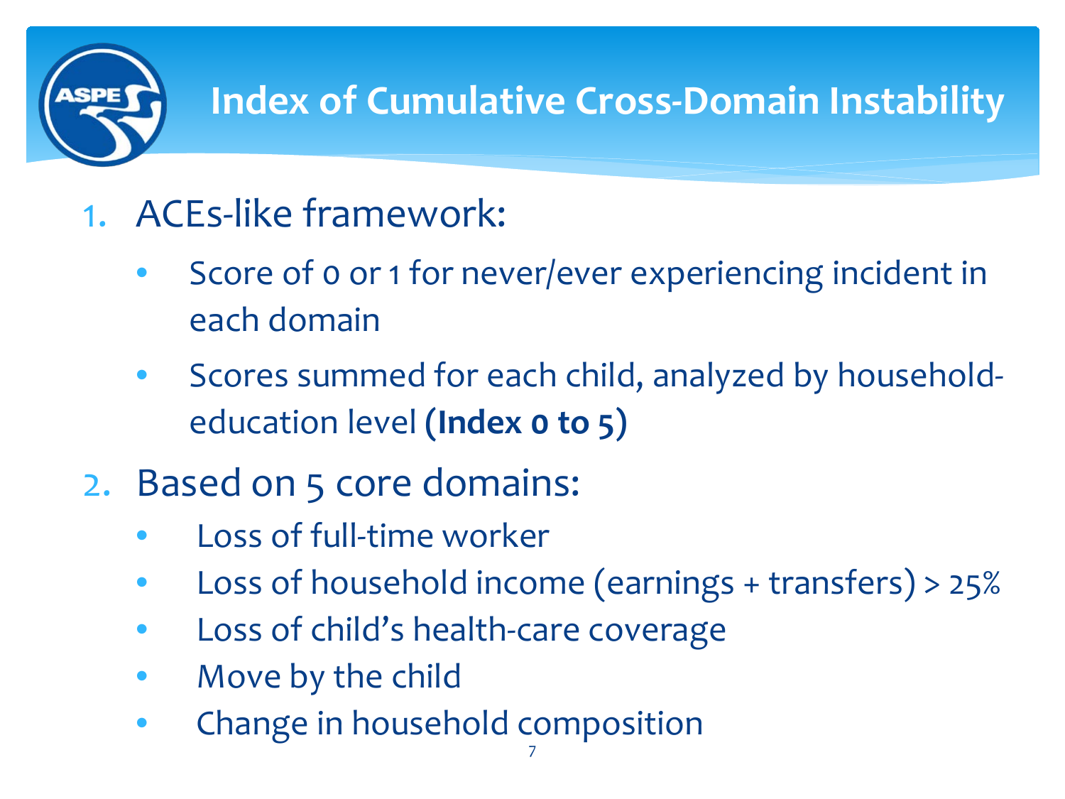# Index of Cumulative Cross-Domain Instability

1. ACEs-like framework:
   - Score of 0 or 1 for never/ever experiencing incident in each domain
   - Scores summed for each child, analyzed by household-education level **(Index 0 to 5)**
2. Based on 5 core domains:
   - Loss of full-time worker
   - Loss of household income (earnings + transfers) > 25%
   - Loss of child's health-care coverage
   - Move by the child
   - Change in household composition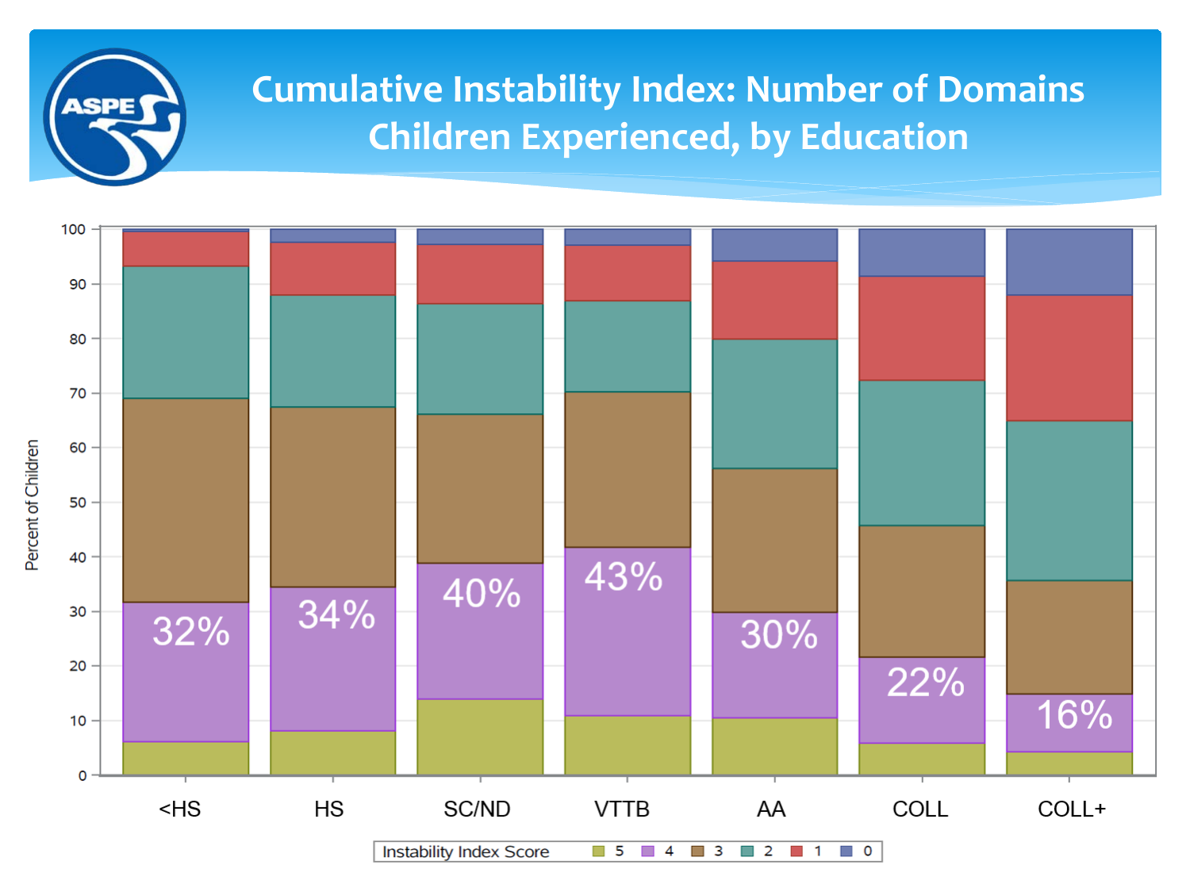# Cumulative Instability Index: Number of Domains Children Experienced, by Education

Percent of Children

| Education | Score 4 (labeled) |
| --- | --- |
| <HS | 32% |
| HS | 34% |
| SC/ND | 40% |
| VTTB | 43% |
| AA | 30% |
| COLL | 22% |
| COLL+ | 16% |

Instability Index Score: 5, 4, 3, 2, 1, 0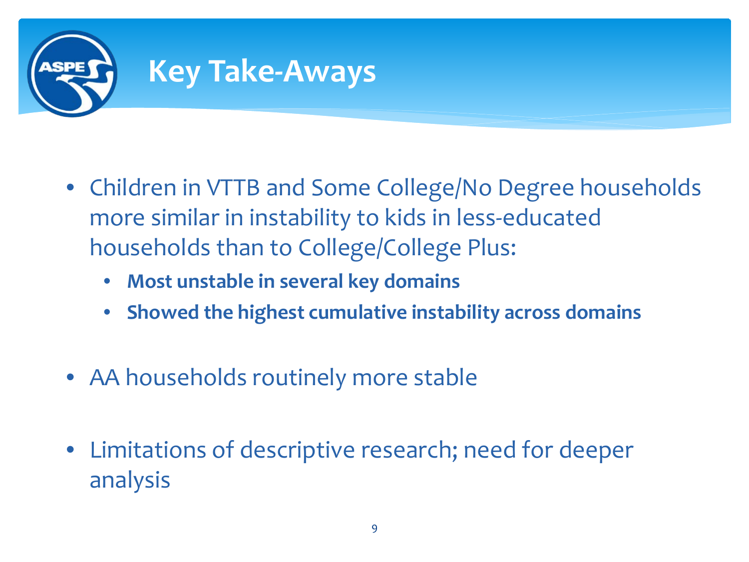# Key Take-Aways

- Children in VTTB and Some College/No Degree households more similar in instability to kids in less-educated households than to College/College Plus:
  - **Most unstable in several key domains**
  - **Showed the highest cumulative instability across domains**

- AA households routinely more stable

- Limitations of descriptive research; need for deeper analysis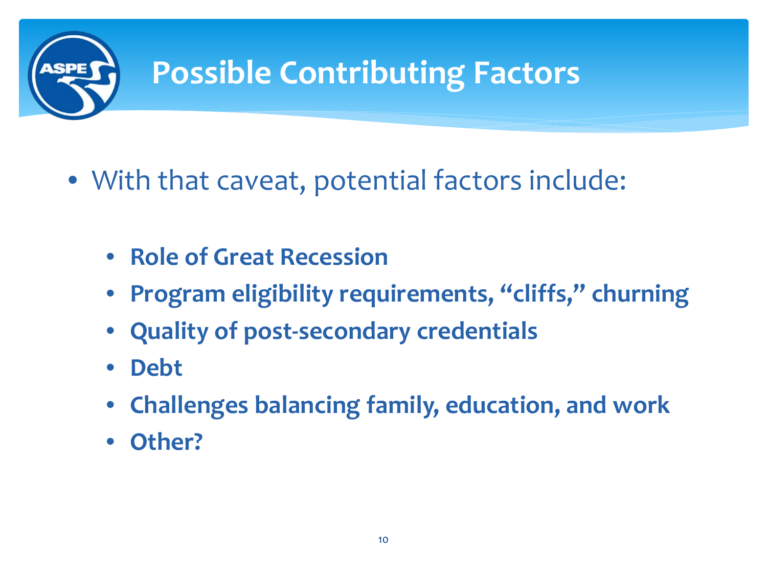# Possible Contributing Factors

- With that caveat, potential factors include:
  - **Role of Great Recession**
  - **Program eligibility requirements, "cliffs," churning**
  - **Quality of post-secondary credentials**
  - **Debt**
  - **Challenges balancing family, education, and work**
  - **Other?**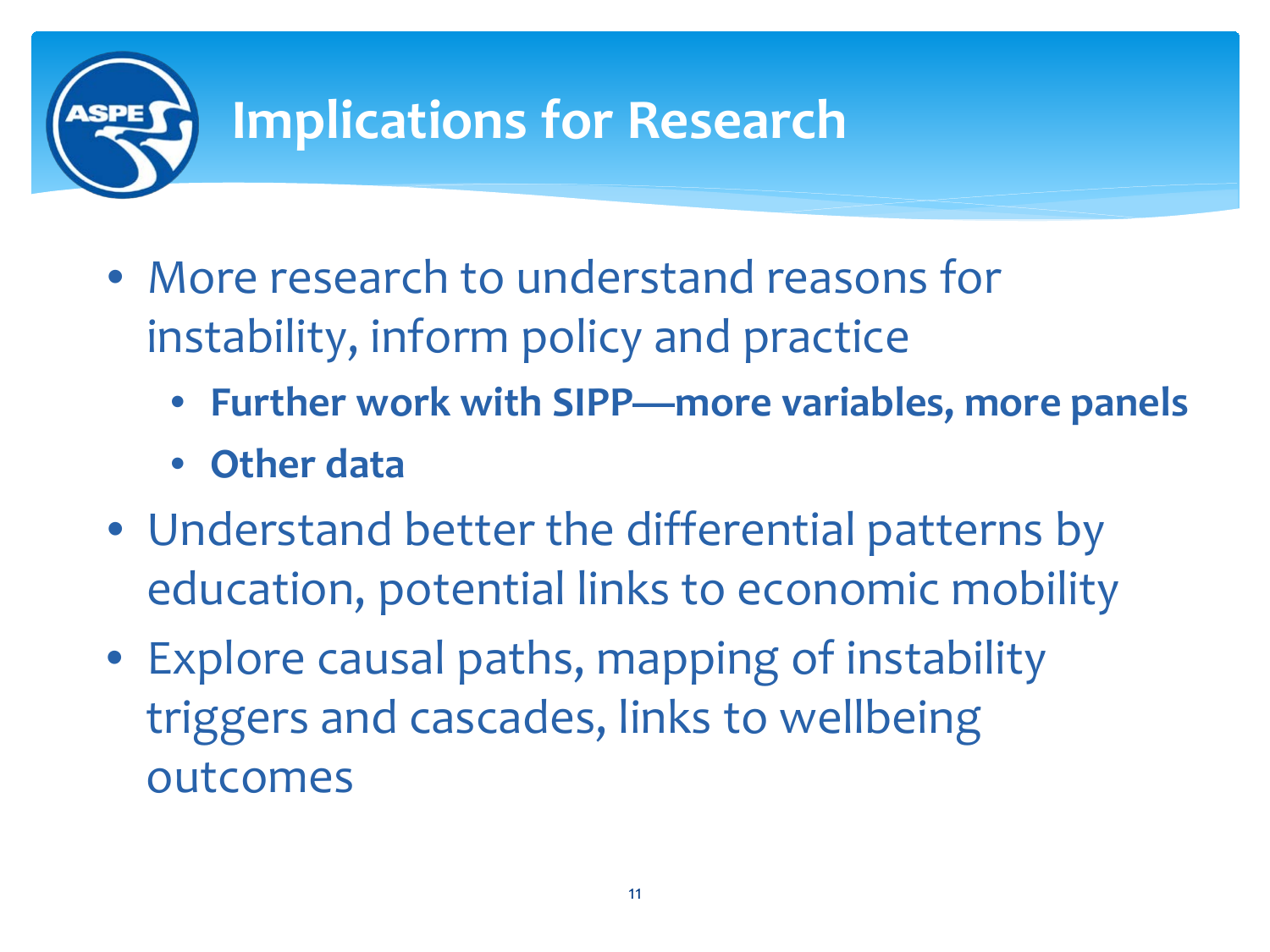# Implications for Research

- More research to understand reasons for instability, inform policy and practice
  - **Further work with SIPP—more variables, more panels**
  - **Other data**
- Understand better the differential patterns by education, potential links to economic mobility
- Explore causal paths, mapping of instability triggers and cascades, links to wellbeing outcomes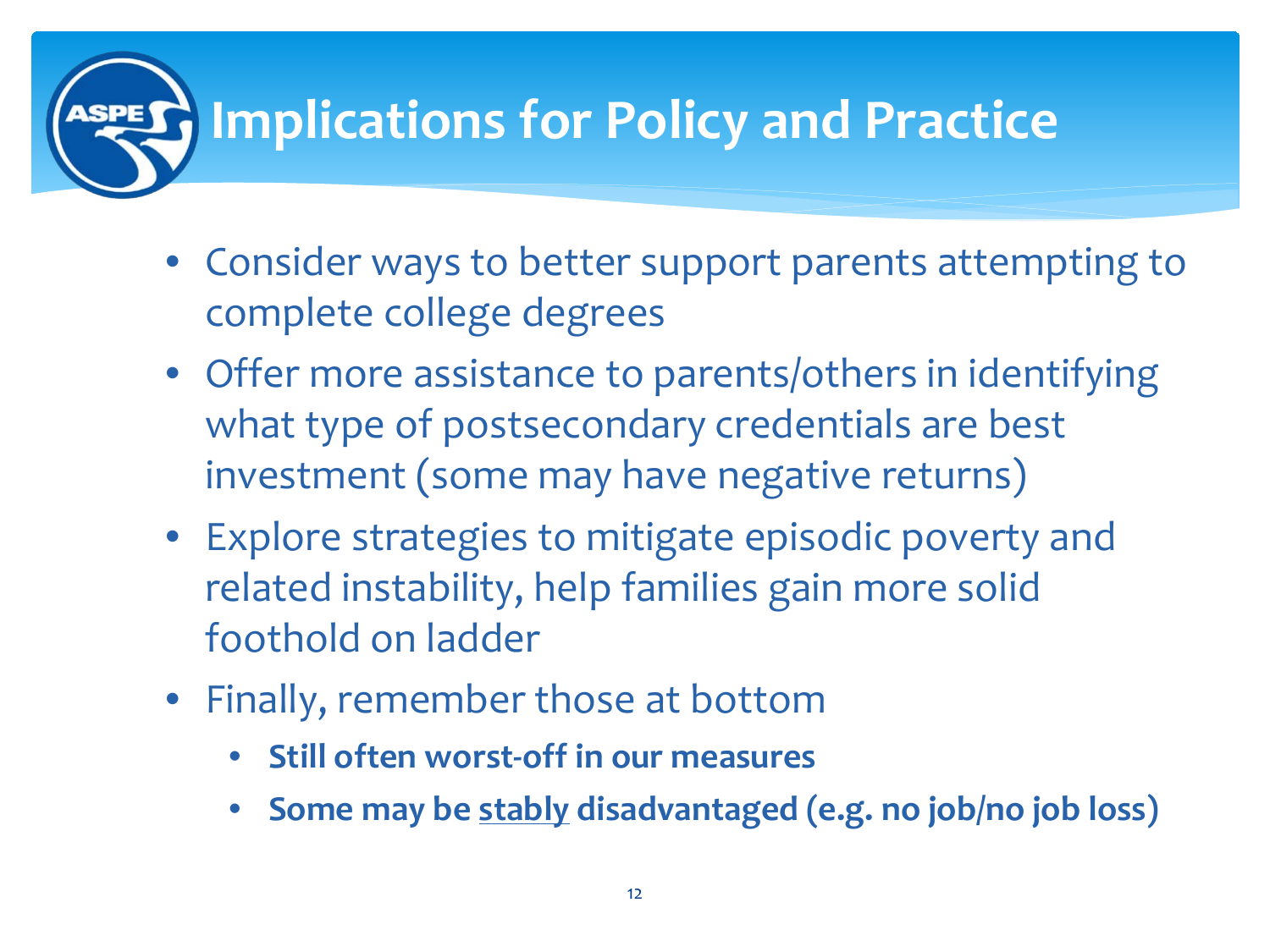# Implications for Policy and Practice

- Consider ways to better support parents attempting to complete college degrees
- Offer more assistance to parents/others in identifying what type of postsecondary credentials are best investment (some may have negative returns)
- Explore strategies to mitigate episodic poverty and related instability, help families gain more solid foothold on ladder
- Finally, remember those at bottom
  - **Still often worst-off in our measures**
  - **Some may be <u>stably</u> disadvantaged (e.g. no job/no job loss)**